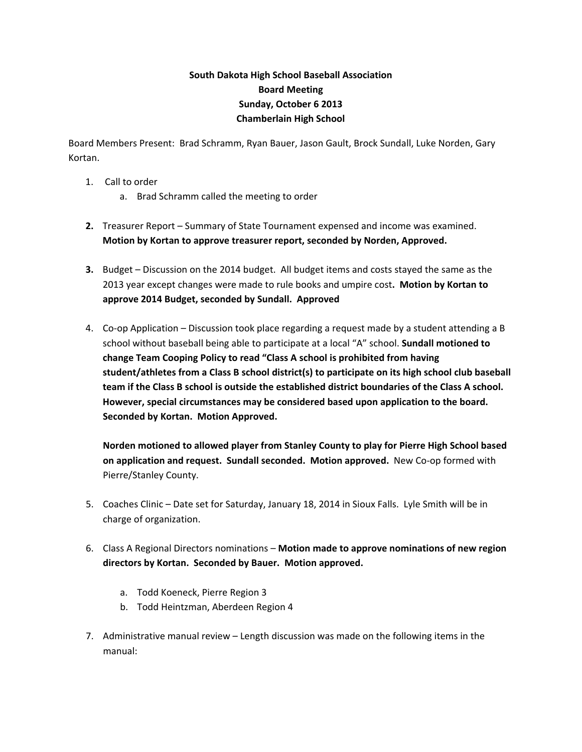**South Dakota High School Baseball Association**
**Board Meeting**
**Sunday, October 6 2013**
**Chamberlain High School**

Board Members Present: Brad Schramm, Ryan Bauer, Jason Gault, Brock Sundall, Luke Norden, Gary Kortan.

1. Call to order
   a. Brad Schramm called the meeting to order

2. Treasurer Report – Summary of State Tournament expensed and income was examined. **Motion by Kortan to approve treasurer report, seconded by Norden, Approved.**

3. Budget – Discussion on the 2014 budget. All budget items and costs stayed the same as the 2013 year except changes were made to rule books and umpire cost**. Motion by Kortan to approve 2014 Budget, seconded by Sundall. Approved**

4. Co-op Application – Discussion took place regarding a request made by a student attending a B school without baseball being able to participate at a local "A" school. **Sundall motioned to change Team Cooping Policy to read "Class A school is prohibited from having student/athletes from a Class B school district(s) to participate on its high school club baseball team if the Class B school is outside the established district boundaries of the Class A school. However, special circumstances may be considered based upon application to the board. Seconded by Kortan. Motion Approved.**

   **Norden motioned to allowed player from Stanley County to play for Pierre High School based on application and request. Sundall seconded. Motion approved.** New Co-op formed with Pierre/Stanley County.

5. Coaches Clinic – Date set for Saturday, January 18, 2014 in Sioux Falls. Lyle Smith will be in charge of organization.

6. Class A Regional Directors nominations – **Motion made to approve nominations of new region directors by Kortan. Seconded by Bauer. Motion approved.**
   a. Todd Koeneck, Pierre Region 3
   b. Todd Heintzman, Aberdeen Region 4

7. Administrative manual review – Length discussion was made on the following items in the manual: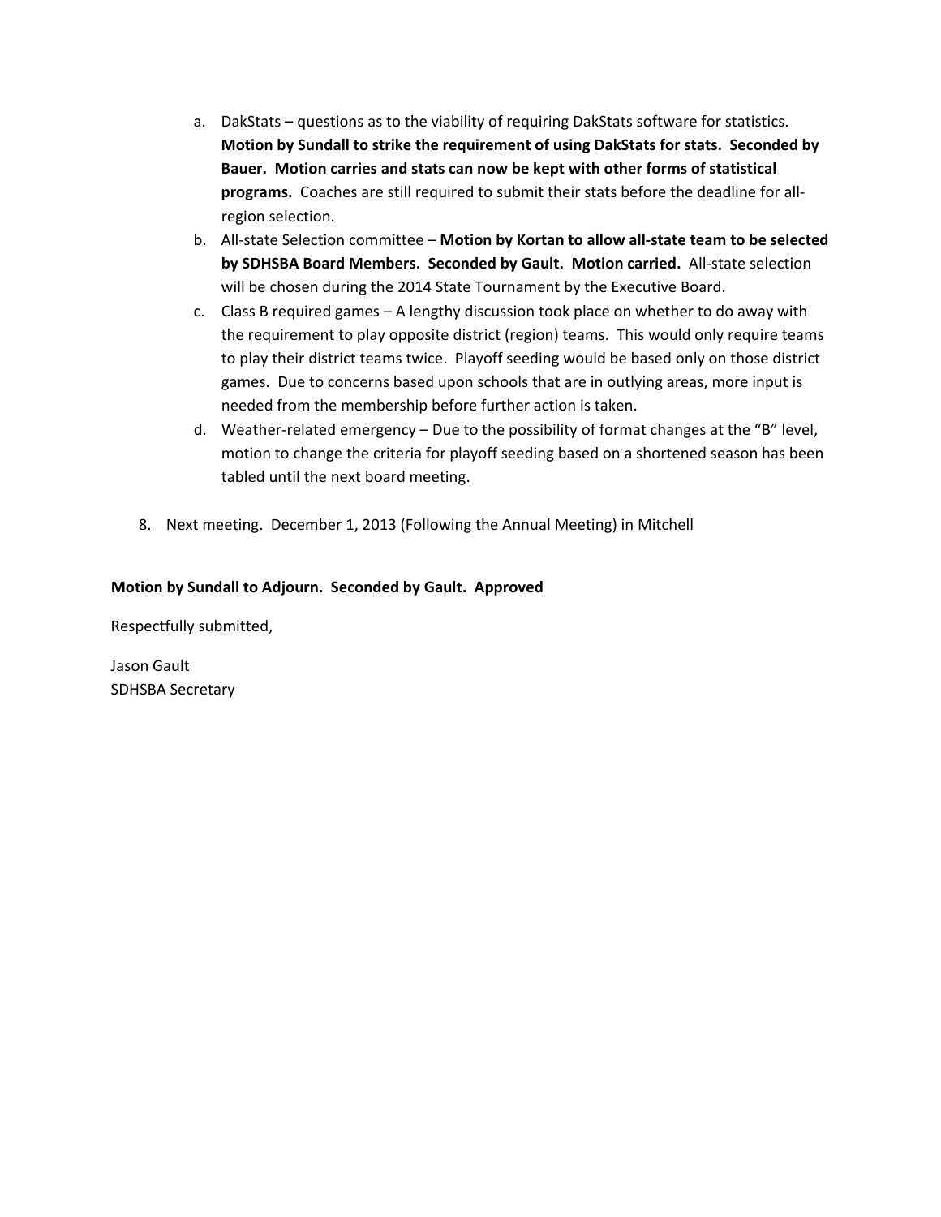a. DakStats – questions as to the viability of requiring DakStats software for statistics. **Motion by Sundall to strike the requirement of using DakStats for stats. Seconded by Bauer. Motion carries and stats can now be kept with other forms of statistical programs.** Coaches are still required to submit their stats before the deadline for all-region selection.
b. All-state Selection committee – **Motion by Kortan to allow all-state team to be selected by SDHSBA Board Members. Seconded by Gault. Motion carried.** All-state selection will be chosen during the 2014 State Tournament by the Executive Board.
c. Class B required games – A lengthy discussion took place on whether to do away with the requirement to play opposite district (region) teams. This would only require teams to play their district teams twice. Playoff seeding would be based only on those district games. Due to concerns based upon schools that are in outlying areas, more input is needed from the membership before further action is taken.
d. Weather-related emergency – Due to the possibility of format changes at the "B" level, motion to change the criteria for playoff seeding based on a shortened season has been tabled until the next board meeting.

8. Next meeting. December 1, 2013 (Following the Annual Meeting) in Mitchell

**Motion by Sundall to Adjourn. Seconded by Gault. Approved**

Respectfully submitted,

Jason Gault
SDHSBA Secretary